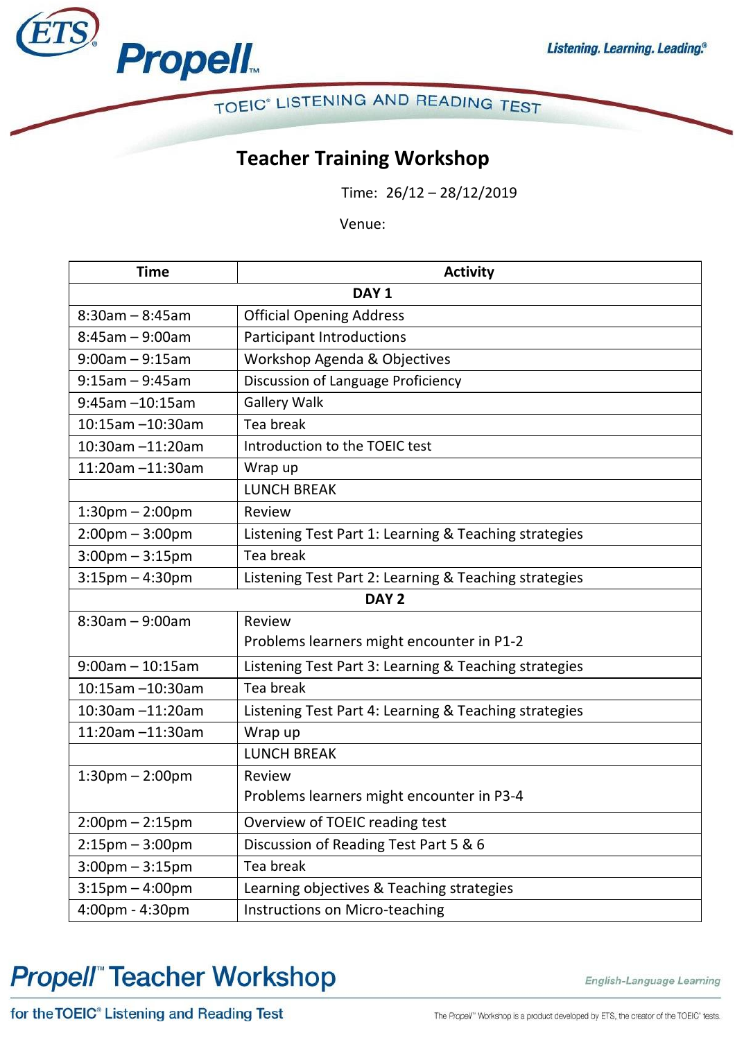TOEIC® LISTENING AND READING TEST

# Teacher Training Workshop

Time: 26/12 – 28/12/2019

Venue:

| Time | Activity |
|---|---|
| **DAY 1** | |
| 8:30am – 8:45am | Official Opening Address |
| 8:45am – 9:00am | Participant Introductions |
| 9:00am – 9:15am | Workshop Agenda & Objectives |
| 9:15am – 9:45am | Discussion of Language Proficiency |
| 9:45am –10:15am | Gallery Walk |
| 10:15am –10:30am | Tea break |
| 10:30am –11:20am | Introduction to the TOEIC test |
| 11:20am –11:30am | Wrap up |
| | LUNCH BREAK |
| 1:30pm – 2:00pm | Review |
| 2:00pm – 3:00pm | Listening Test Part 1: Learning & Teaching strategies |
| 3:00pm – 3:15pm | Tea break |
| 3:15pm – 4:30pm | Listening Test Part 2: Learning & Teaching strategies |
| **DAY 2** | |
| 8:30am – 9:00am | Review<br>Problems learners might encounter in P1-2 |
| 9:00am – 10:15am | Listening Test Part 3: Learning & Teaching strategies |
| 10:15am –10:30am | Tea break |
| 10:30am –11:20am | Listening Test Part 4: Learning & Teaching strategies |
| 11:20am –11:30am | Wrap up |
| | LUNCH BREAK |
| 1:30pm – 2:00pm | Review<br>Problems learners might encounter in P3-4 |
| 2:00pm – 2:15pm | Overview of TOEIC reading test |
| 2:15pm – 3:00pm | Discussion of Reading Test Part 5 & 6 |
| 3:00pm – 3:15pm | Tea break |
| 3:15pm – 4:00pm | Learning objectives & Teaching strategies |
| 4:00pm - 4:30pm | Instructions on Micro-teaching |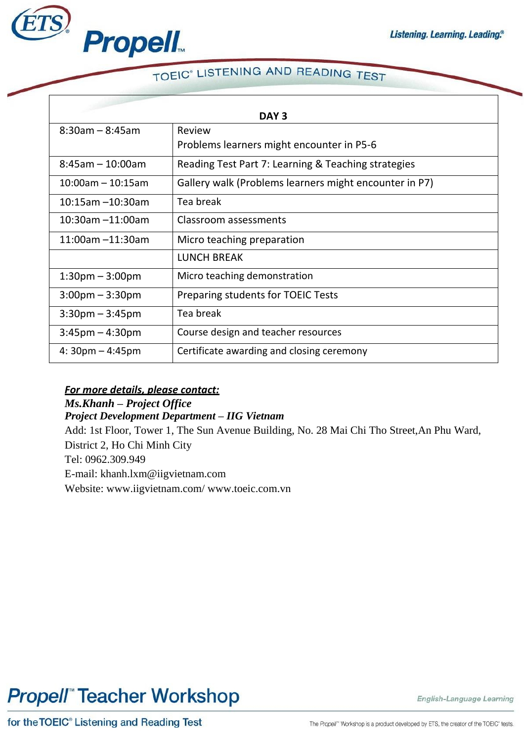| DAY 3 | |
|---|---|
| 8:30am – 8:45am | Review<br>Problems learners might encounter in P5-6 |
| 8:45am – 10:00am | Reading Test Part 7: Learning & Teaching strategies |
| 10:00am – 10:15am | Gallery walk (Problems learners might encounter in P7) |
| 10:15am –10:30am | Tea break |
| 10:30am –11:00am | Classroom assessments |
| 11:00am –11:30am | Micro teaching preparation |
| | LUNCH BREAK |
| 1:30pm – 3:00pm | Micro teaching demonstration |
| 3:00pm – 3:30pm | Preparing students for TOEIC Tests |
| 3:30pm – 3:45pm | Tea break |
| 3:45pm – 4:30pm | Course design and teacher resources |
| 4: 30pm – 4:45pm | Certificate awarding and closing ceremony |

***For more details, please contact:***

***Ms.Khanh – Project Office***

***Project Development Department – IIG Vietnam***

Add: 1st Floor, Tower 1, The Sun Avenue Building, No. 28 Mai Chi Tho Street,An Phu Ward, District 2, Ho Chi Minh City

Tel: 0962.309.949

E-mail: khanh.lxm@iigvietnam.com

Website: www.iigvietnam.com/ www.toeic.com.vn